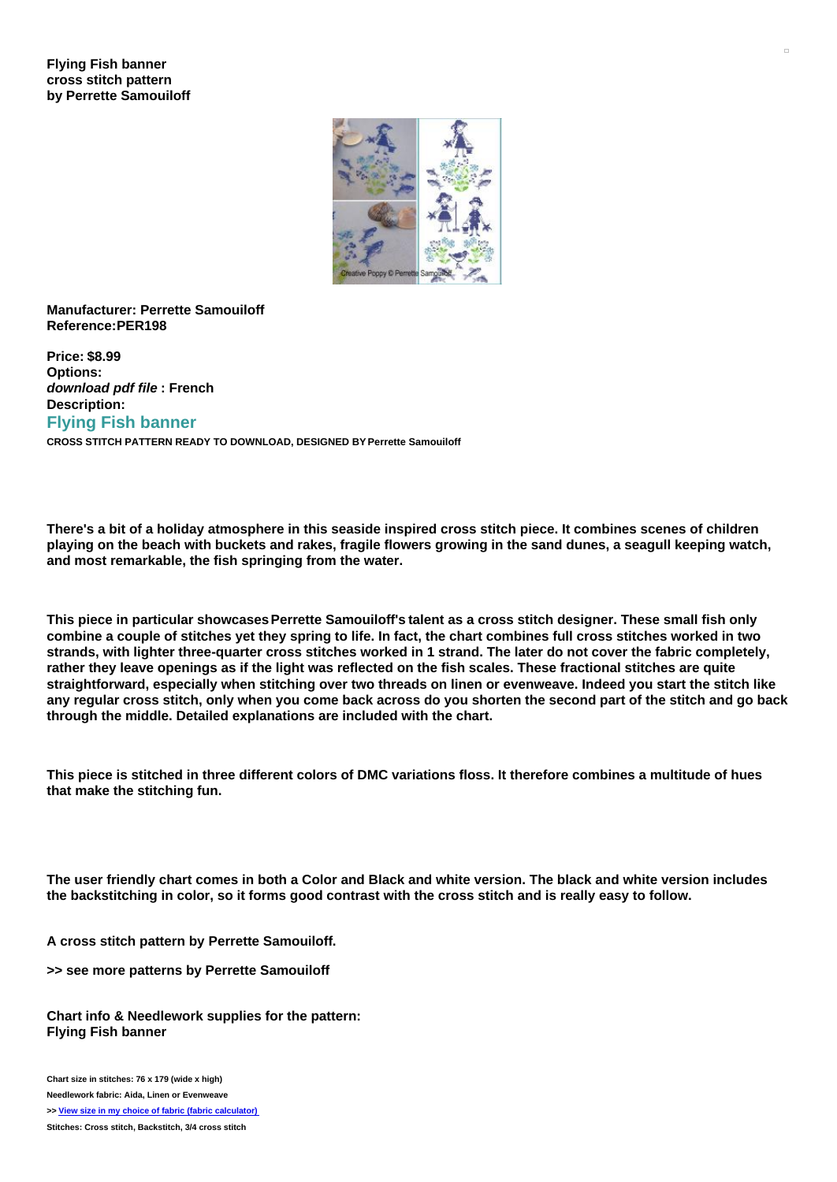**Flying Fish banner**
**cross stitch pattern**
**by Perrette Samouiloff**

**Manufacturer: Perrette Samouiloff**
**Reference:PER198**

**Price: $8.99**
**Options:**
***download pdf file* : French**
**Description:**

## Flying Fish banner

**CROSS STITCH PATTERN READY TO DOWNLOAD, DESIGNED BY Perrette Samouiloff**

**There's a bit of a holiday atmosphere in this seaside inspired cross stitch piece. It combines scenes of children playing on the beach with buckets and rakes, fragile flowers growing in the sand dunes, a seagull keeping watch, and most remarkable, the fish springing from the water.**

**This piece in particular showcases Perrette Samouiloff's talent as a cross stitch designer. These small fish only combine a couple of stitches yet they spring to life. In fact, the chart combines full cross stitches worked in two strands, with lighter three-quarter cross stitches worked in 1 strand. The later do not cover the fabric completely, rather they leave openings as if the light was reflected on the fish scales. These fractional stitches are quite straightforward, especially when stitching over two threads on linen or evenweave. Indeed you start the stitch like any regular cross stitch, only when you come back across do you shorten the second part of the stitch and go back through the middle. Detailed explanations are included with the chart.**

**This piece is stitched in three different colors of DMC variations floss. It therefore combines a multitude of hues that make the stitching fun.**

**The user friendly chart comes in both a Color and Black and white version. The black and white version includes the backstitching in color, so it forms good contrast with the cross stitch and is really easy to follow.**

**A cross stitch pattern by Perrette Samouiloff.**

**>> see more patterns by Perrette Samouiloff**

**Chart info & Needlework supplies for the pattern:**
**Flying Fish banner**

**Chart size in stitches: 76 x 179 (wide x high)**
**Needlework fabric: Aida, Linen or Evenweave**
**>> View size in my choice of fabric (fabric calculator)**
**Stitches: Cross stitch, Backstitch, 3/4 cross stitch**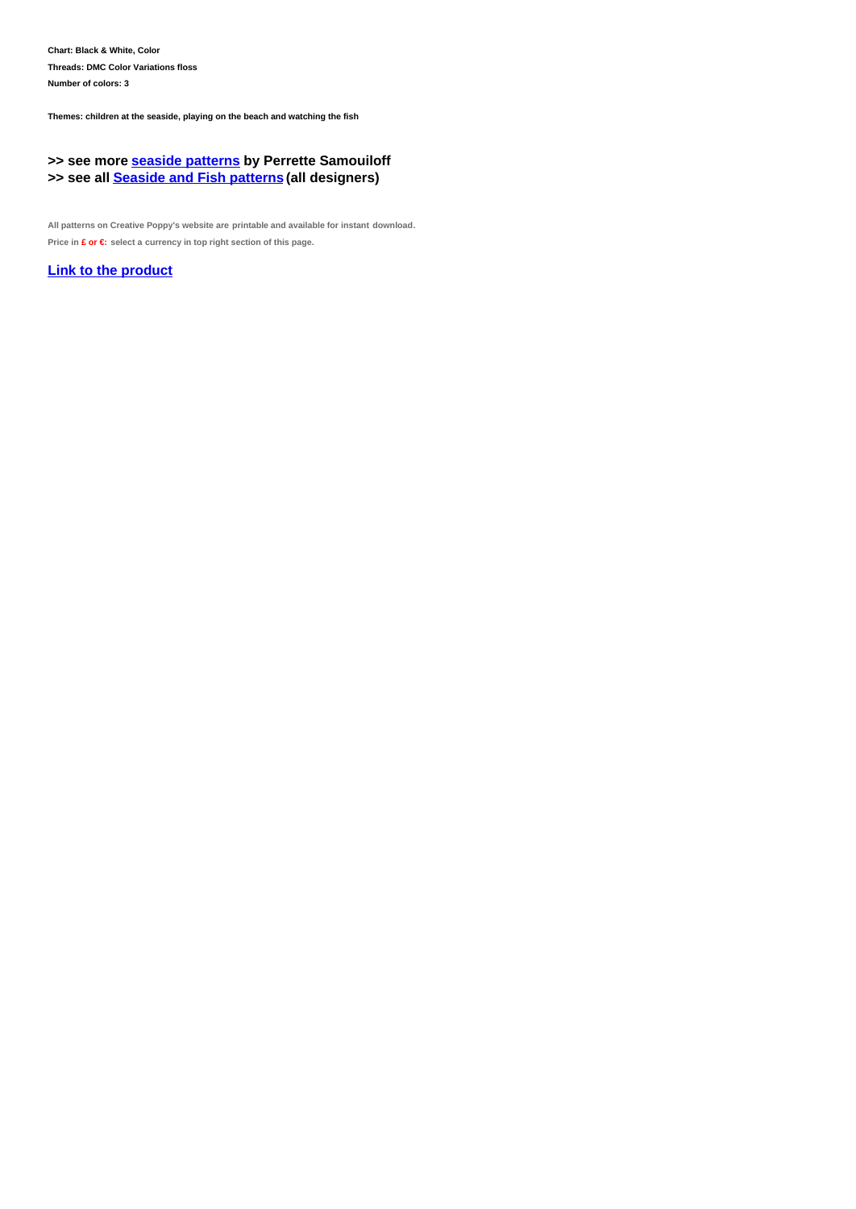**Chart: Black & White, Color**

**Threads: DMC Color Variations floss**

**Number of colors: 3**

**Themes: children at the seaside, playing on the beach and watching the fish**

**>> see more seaside patterns by Perrette Samouiloff**
**>> see all Seaside and Fish patterns (all designers)**

**All patterns on Creative Poppy's website are printable and available for instant download.**

**Price in £ or €: select a currency in top right section of this page.**

**Link to the product**